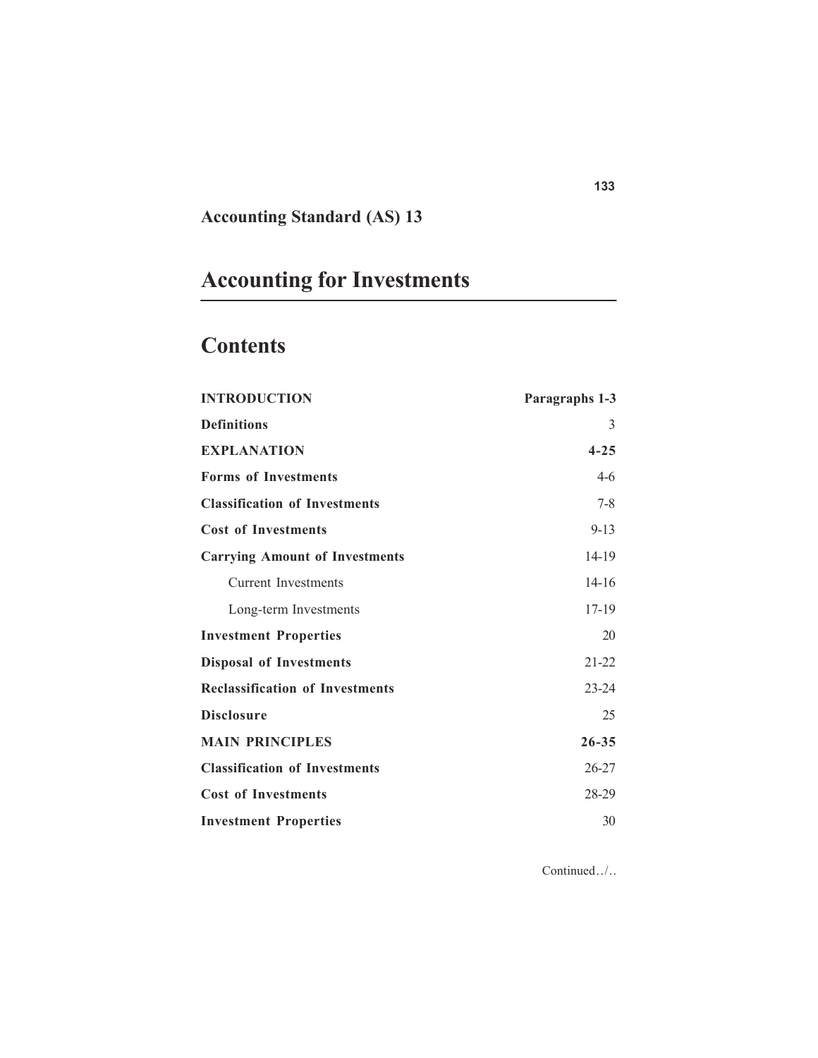## Accounting Standard (AS) 13

# Accounting for Investments

## Contents

| | |
|---|---|
| **INTRODUCTION** | **Paragraphs 1-3** |
| **Definitions** | 3 |
| **EXPLANATION** | **4-25** |
| **Forms of Investments** | 4-6 |
| **Classification of Investments** | 7-8 |
| **Cost of Investments** | 9-13 |
| **Carrying Amount of Investments** | 14-19 |
| Current Investments | 14-16 |
| Long-term Investments | 17-19 |
| **Investment Properties** | 20 |
| **Disposal of Investments** | 21-22 |
| **Reclassification of Investments** | 23-24 |
| **Disclosure** | 25 |
| **MAIN PRINCIPLES** | **26-35** |
| **Classification of Investments** | 26-27 |
| **Cost of Investments** | 28-29 |
| **Investment Properties** | 30 |

Continued../..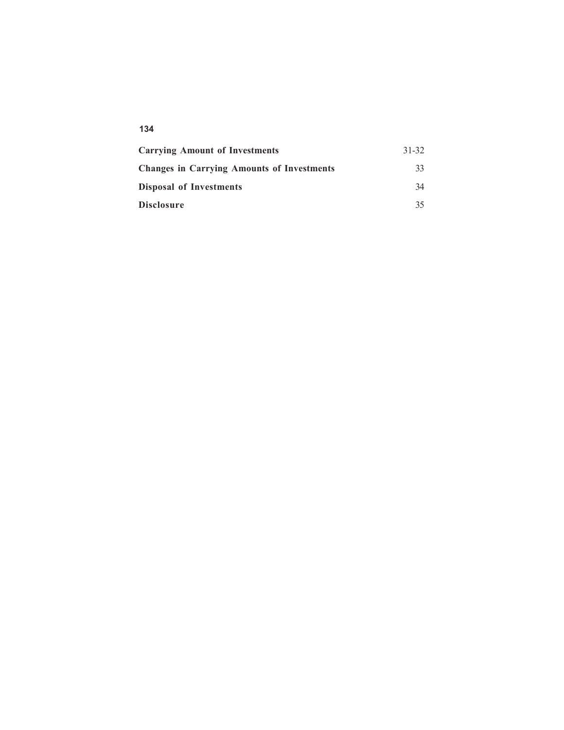| | |
|---|---|
| **Carrying Amount of Investments** | 31-32 |
| **Changes in Carrying Amounts of Investments** | 33 |
| **Disposal of Investments** | 34 |
| **Disclosure** | 35 |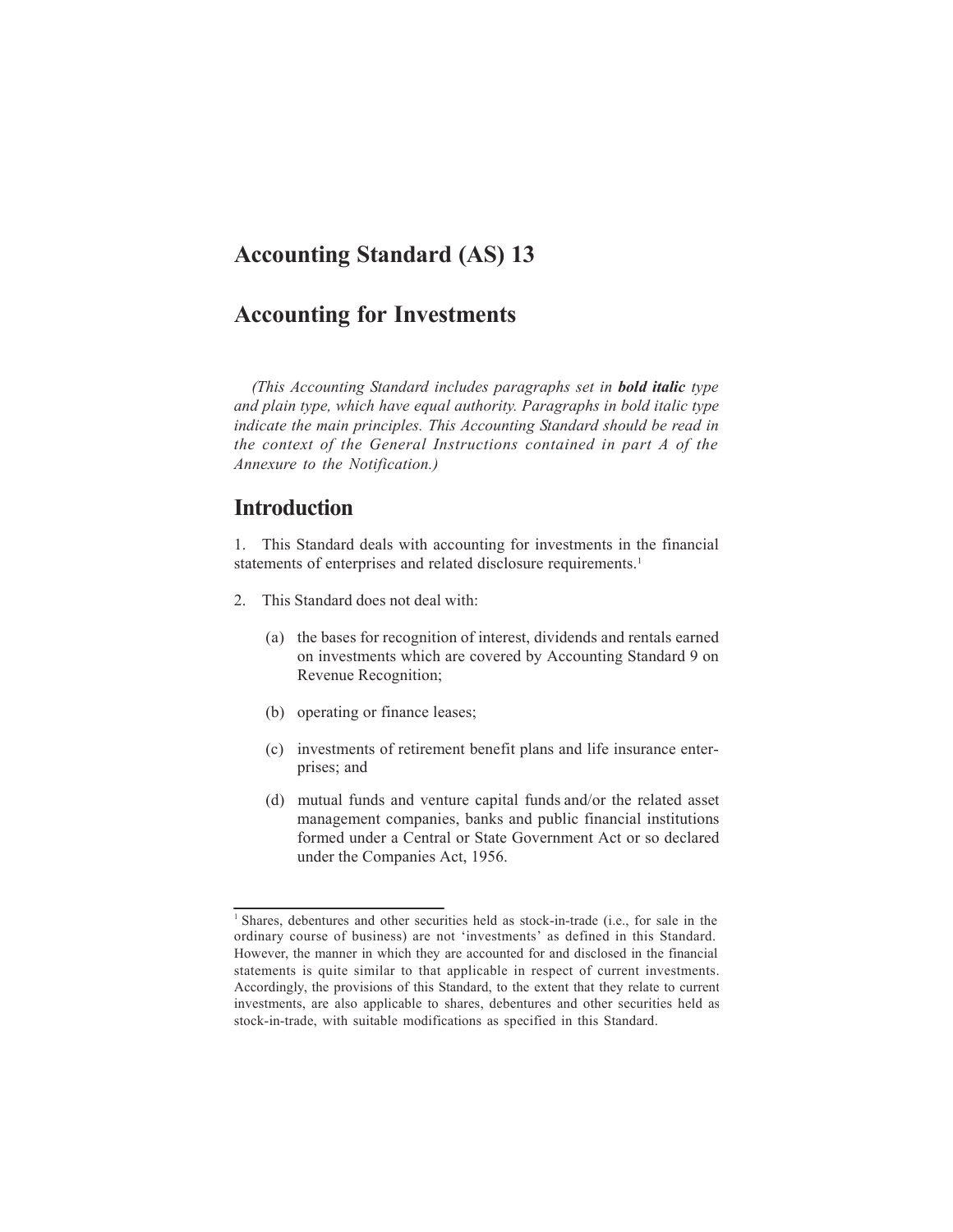# Accounting Standard (AS) 13

# Accounting for Investments

*(This Accounting Standard includes paragraphs set in **bold italic** type and plain type, which have equal authority. Paragraphs in bold italic type indicate the main principles. This Accounting Standard should be read in the context of the General Instructions contained in part A of the Annexure to the Notification.)*

## Introduction

1. This Standard deals with accounting for investments in the financial statements of enterprises and related disclosure requirements.[1]

2. This Standard does not deal with:

   (a) the bases for recognition of interest, dividends and rentals earned on investments which are covered by Accounting Standard 9 on Revenue Recognition;

   (b) operating or finance leases;

   (c) investments of retirement benefit plans and life insurance enterprises; and

   (d) mutual funds and venture capital funds and/or the related asset management companies, banks and public financial institutions formed under a Central or State Government Act or so declared under the Companies Act, 1956.

---

[1] Shares, debentures and other securities held as stock-in-trade (i.e., for sale in the ordinary course of business) are not 'investments' as defined in this Standard. However, the manner in which they are accounted for and disclosed in the financial statements is quite similar to that applicable in respect of current investments. Accordingly, the provisions of this Standard, to the extent that they relate to current investments, are also applicable to shares, debentures and other securities held as stock-in-trade, with suitable modifications as specified in this Standard.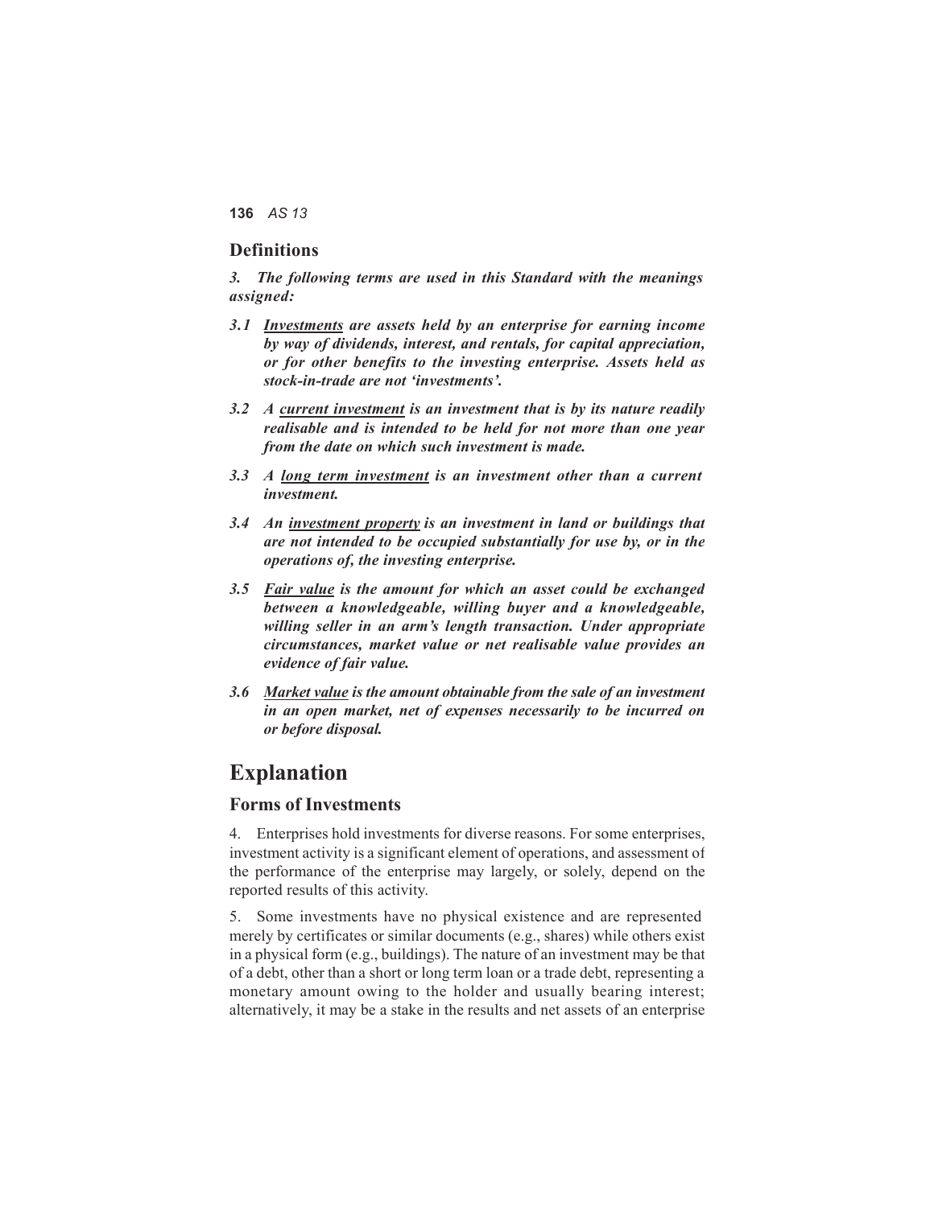## Definitions

***3. The following terms are used in this Standard with the meanings assigned:***

***3.1 <u>Investments</u> are assets held by an enterprise for earning income by way of dividends, interest, and rentals, for capital appreciation, or for other benefits to the investing enterprise. Assets held as stock-in-trade are not 'investments'.***

***3.2 A <u>current investment</u> is an investment that is by its nature readily realisable and is intended to be held for not more than one year from the date on which such investment is made.***

***3.3 A <u>long term investment</u> is an investment other than a current investment.***

***3.4 An <u>investment property</u> is an investment in land or buildings that are not intended to be occupied substantially for use by, or in the operations of, the investing enterprise.***

***3.5 <u>Fair value</u> is the amount for which an asset could be exchanged between a knowledgeable, willing buyer and a knowledgeable, willing seller in an arm's length transaction. Under appropriate circumstances, market value or net realisable value provides an evidence of fair value.***

***3.6 <u>Market value</u> is the amount obtainable from the sale of an investment in an open market, net of expenses necessarily to be incurred on or before disposal.***

# Explanation

## Forms of Investments

4. Enterprises hold investments for diverse reasons. For some enterprises, investment activity is a significant element of operations, and assessment of the performance of the enterprise may largely, or solely, depend on the reported results of this activity.

5. Some investments have no physical existence and are represented merely by certificates or similar documents (e.g., shares) while others exist in a physical form (e.g., buildings). The nature of an investment may be that of a debt, other than a short or long term loan or a trade debt, representing a monetary amount owing to the holder and usually bearing interest; alternatively, it may be a stake in the results and net assets of an enterprise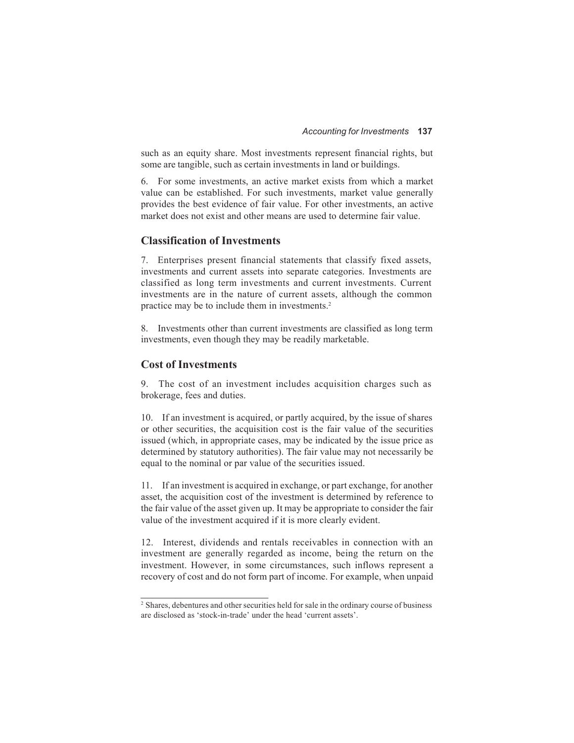such as an equity share. Most investments represent financial rights, but some are tangible, such as certain investments in land or buildings.

6. For some investments, an active market exists from which a market value can be established. For such investments, market value generally provides the best evidence of fair value. For other investments, an active market does not exist and other means are used to determine fair value.

## Classification of Investments

7. Enterprises present financial statements that classify fixed assets, investments and current assets into separate categories. Investments are classified as long term investments and current investments. Current investments are in the nature of current assets, although the common practice may be to include them in investments.[2]

8. Investments other than current investments are classified as long term investments, even though they may be readily marketable.

## Cost of Investments

9. The cost of an investment includes acquisition charges such as brokerage, fees and duties.

10. If an investment is acquired, or partly acquired, by the issue of shares or other securities, the acquisition cost is the fair value of the securities issued (which, in appropriate cases, may be indicated by the issue price as determined by statutory authorities). The fair value may not necessarily be equal to the nominal or par value of the securities issued.

11. If an investment is acquired in exchange, or part exchange, for another asset, the acquisition cost of the investment is determined by reference to the fair value of the asset given up. It may be appropriate to consider the fair value of the investment acquired if it is more clearly evident.

12. Interest, dividends and rentals receivables in connection with an investment are generally regarded as income, being the return on the investment. However, in some circumstances, such inflows represent a recovery of cost and do not form part of income. For example, when unpaid

---

[2] Shares, debentures and other securities held for sale in the ordinary course of business are disclosed as 'stock-in-trade' under the head 'current assets'.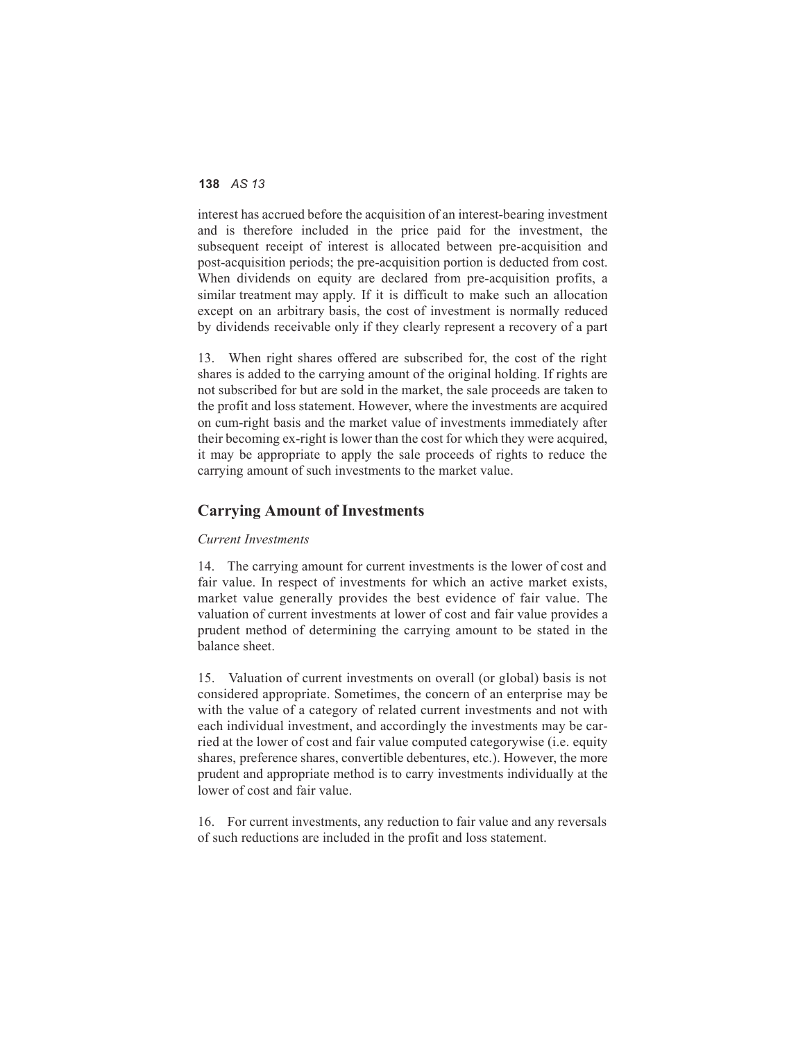interest has accrued before the acquisition of an interest-bearing investment and is therefore included in the price paid for the investment, the subsequent receipt of interest is allocated between pre-acquisition and post-acquisition periods; the pre-acquisition portion is deducted from cost. When dividends on equity are declared from pre-acquisition profits, a similar treatment may apply. If it is difficult to make such an allocation except on an arbitrary basis, the cost of investment is normally reduced by dividends receivable only if they clearly represent a recovery of a part

13. When right shares offered are subscribed for, the cost of the right shares is added to the carrying amount of the original holding. If rights are not subscribed for but are sold in the market, the sale proceeds are taken to the profit and loss statement. However, where the investments are acquired on cum-right basis and the market value of investments immediately after their becoming ex-right is lower than the cost for which they were acquired, it may be appropriate to apply the sale proceeds of rights to reduce the carrying amount of such investments to the market value.

## Carrying Amount of Investments

*Current Investments*

14. The carrying amount for current investments is the lower of cost and fair value. In respect of investments for which an active market exists, market value generally provides the best evidence of fair value. The valuation of current investments at lower of cost and fair value provides a prudent method of determining the carrying amount to be stated in the balance sheet.

15. Valuation of current investments on overall (or global) basis is not considered appropriate. Sometimes, the concern of an enterprise may be with the value of a category of related current investments and not with each individual investment, and accordingly the investments may be carried at the lower of cost and fair value computed categorywise (i.e. equity shares, preference shares, convertible debentures, etc.). However, the more prudent and appropriate method is to carry investments individually at the lower of cost and fair value.

16. For current investments, any reduction to fair value and any reversals of such reductions are included in the profit and loss statement.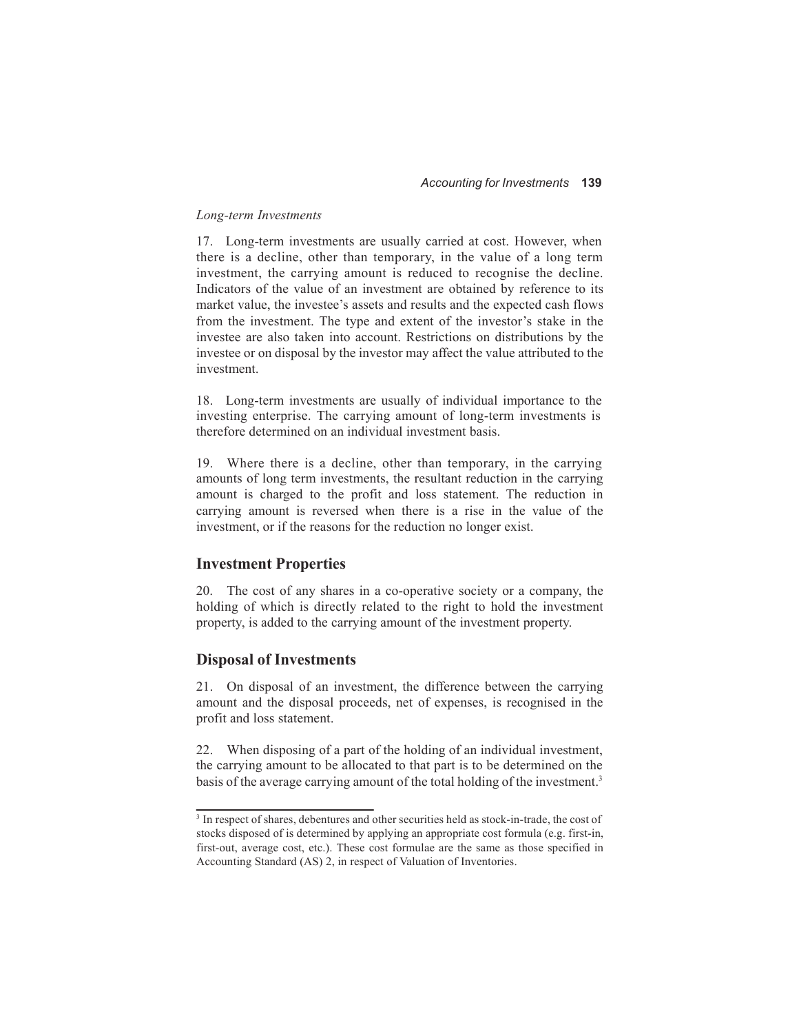*Long-term Investments*

17. Long-term investments are usually carried at cost. However, when there is a decline, other than temporary, in the value of a long term investment, the carrying amount is reduced to recognise the decline. Indicators of the value of an investment are obtained by reference to its market value, the investee's assets and results and the expected cash flows from the investment. The type and extent of the investor's stake in the investee are also taken into account. Restrictions on distributions by the investee or on disposal by the investor may affect the value attributed to the investment.

18. Long-term investments are usually of individual importance to the investing enterprise. The carrying amount of long-term investments is therefore determined on an individual investment basis.

19. Where there is a decline, other than temporary, in the carrying amounts of long term investments, the resultant reduction in the carrying amount is charged to the profit and loss statement. The reduction in carrying amount is reversed when there is a rise in the value of the investment, or if the reasons for the reduction no longer exist.

## Investment Properties

20. The cost of any shares in a co-operative society or a company, the holding of which is directly related to the right to hold the investment property, is added to the carrying amount of the investment property.

## Disposal of Investments

21. On disposal of an investment, the difference between the carrying amount and the disposal proceeds, net of expenses, is recognised in the profit and loss statement.

22. When disposing of a part of the holding of an individual investment, the carrying amount to be allocated to that part is to be determined on the basis of the average carrying amount of the total holding of the investment.[3]

---

[3] In respect of shares, debentures and other securities held as stock-in-trade, the cost of stocks disposed of is determined by applying an appropriate cost formula (e.g. first-in, first-out, average cost, etc.). These cost formulae are the same as those specified in Accounting Standard (AS) 2, in respect of Valuation of Inventories.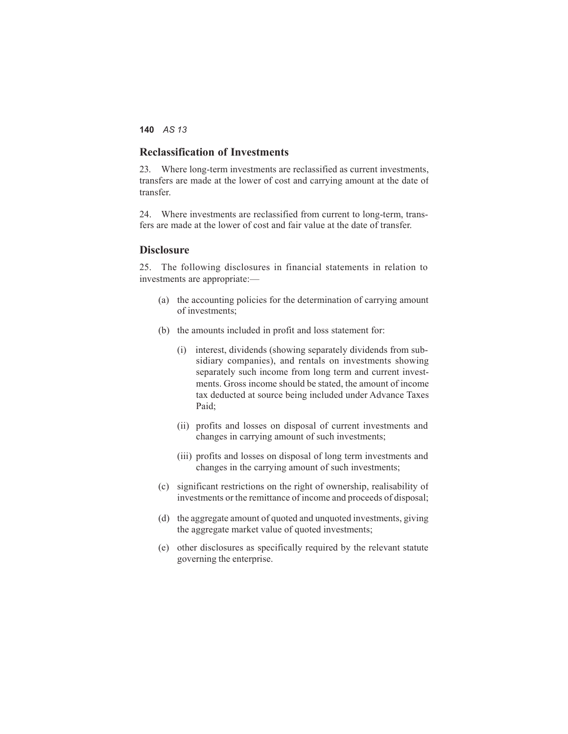## Reclassification of Investments

23. Where long-term investments are reclassified as current investments, transfers are made at the lower of cost and carrying amount at the date of transfer.

24. Where investments are reclassified from current to long-term, transfers are made at the lower of cost and fair value at the date of transfer.

## Disclosure

25. The following disclosures in financial statements in relation to investments are appropriate:—

(a) the accounting policies for the determination of carrying amount of investments;

(b) the amounts included in profit and loss statement for:

  (i) interest, dividends (showing separately dividends from subsidiary companies), and rentals on investments showing separately such income from long term and current investments. Gross income should be stated, the amount of income tax deducted at source being included under Advance Taxes Paid;

  (ii) profits and losses on disposal of current investments and changes in carrying amount of such investments;

  (iii) profits and losses on disposal of long term investments and changes in the carrying amount of such investments;

(c) significant restrictions on the right of ownership, realisability of investments or the remittance of income and proceeds of disposal;

(d) the aggregate amount of quoted and unquoted investments, giving the aggregate market value of quoted investments;

(e) other disclosures as specifically required by the relevant statute governing the enterprise.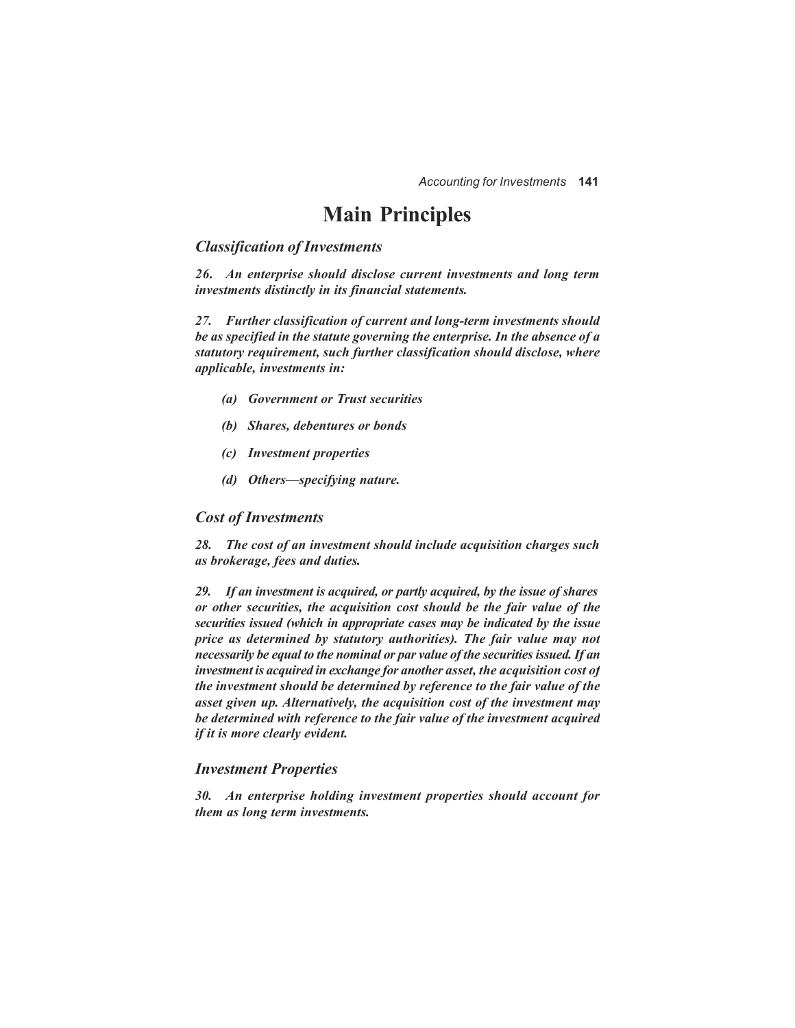# Main Principles

### *Classification of Investments*

***26. An enterprise should disclose current investments and long term investments distinctly in its financial statements.***

***27. Further classification of current and long-term investments should be as specified in the statute governing the enterprise. In the absence of a statutory requirement, such further classification should disclose, where applicable, investments in:***

***(a) Government or Trust securities***

***(b) Shares, debentures or bonds***

***(c) Investment properties***

***(d) Others—specifying nature.***

### *Cost of Investments*

***28. The cost of an investment should include acquisition charges such as brokerage, fees and duties.***

***29. If an investment is acquired, or partly acquired, by the issue of shares or other securities, the acquisition cost should be the fair value of the securities issued (which in appropriate cases may be indicated by the issue price as determined by statutory authorities). The fair value may not necessarily be equal to the nominal or par value of the securities issued. If an investment is acquired in exchange for another asset, the acquisition cost of the investment should be determined by reference to the fair value of the asset given up. Alternatively, the acquisition cost of the investment may be determined with reference to the fair value of the investment acquired if it is more clearly evident.***

### *Investment Properties*

***30. An enterprise holding investment properties should account for them as long term investments.***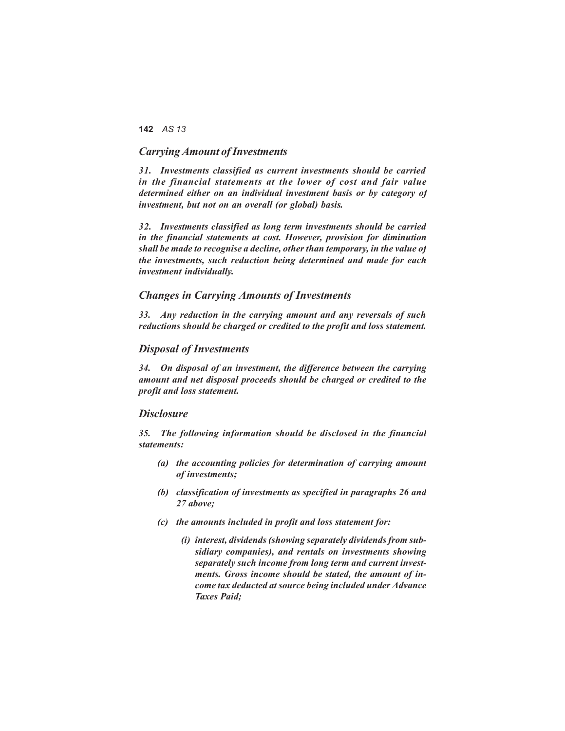### *Carrying Amount of Investments*

***31. Investments classified as current investments should be carried in the financial statements at the lower of cost and fair value determined either on an individual investment basis or by category of investment, but not on an overall (or global) basis.***

***32. Investments classified as long term investments should be carried in the financial statements at cost. However, provision for diminution shall be made to recognise a decline, other than temporary, in the value of the investments, such reduction being determined and made for each investment individually.***

### *Changes in Carrying Amounts of Investments*

***33. Any reduction in the carrying amount and any reversals of such reductions should be charged or credited to the profit and loss statement.***

### *Disposal of Investments*

***34. On disposal of an investment, the difference between the carrying amount and net disposal proceeds should be charged or credited to the profit and loss statement.***

### *Disclosure*

***35. The following information should be disclosed in the financial statements:***

- ***(a) the accounting policies for determination of carrying amount of investments;***
- ***(b) classification of investments as specified in paragraphs 26 and 27 above;***
- ***(c) the amounts included in profit and loss statement for:***
  - ***(i) interest, dividends (showing separately dividends from subsidiary companies), and rentals on investments showing separately such income from long term and current investments. Gross income should be stated, the amount of income tax deducted at source being included under Advance Taxes Paid;***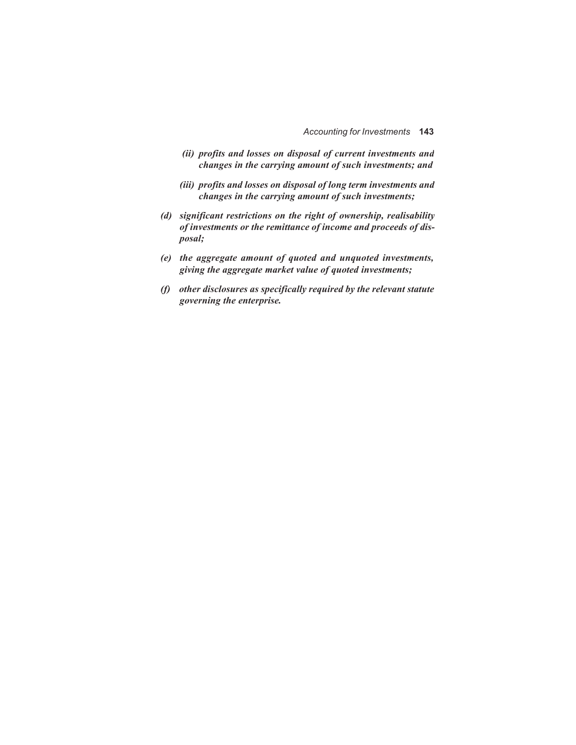*(ii) profits and losses on disposal of current investments and changes in the carrying amount of such investments; and*

*(iii) profits and losses on disposal of long term investments and changes in the carrying amount of such investments;*

***(d) significant restrictions on the right of ownership, realisability of investments or the remittance of income and proceeds of disposal;***

***(e) the aggregate amount of quoted and unquoted investments, giving the aggregate market value of quoted investments;***

***(f) other disclosures as specifically required by the relevant statute governing the enterprise.***